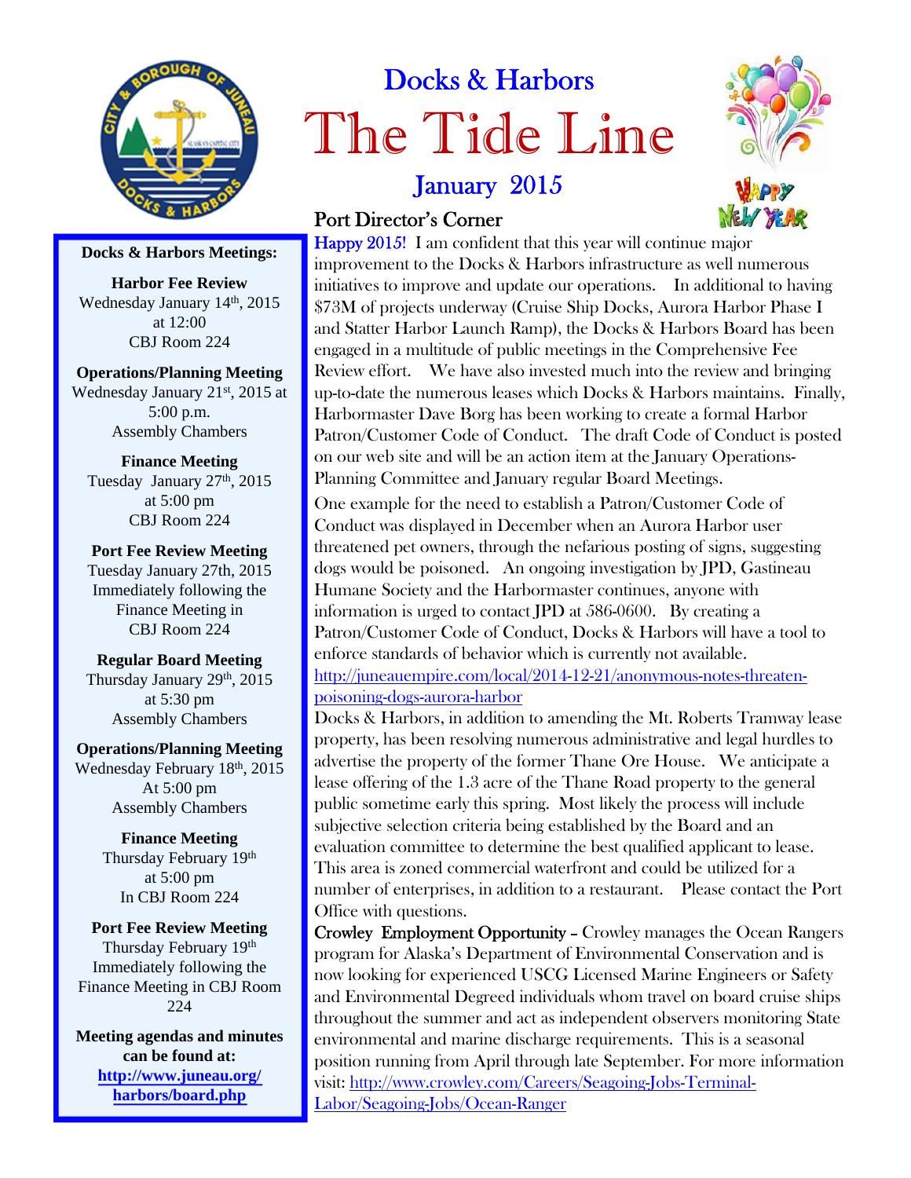# Docks & Harbors

# The Tide Line

## January 2015

**Docks & Harbors Meetings:**

**Harbor Fee Review**
Wednesday January 14th, 2015
at 12:00
CBJ Room 224

**Operations/Planning Meeting**
Wednesday January 21st, 2015 at 5:00 p.m.
Assembly Chambers

**Finance Meeting**
Tuesday January 27th, 2015
at 5:00 pm
CBJ Room 224

**Port Fee Review Meeting**
Tuesday January 27th, 2015
Immediately following the Finance Meeting in
CBJ Room 224

**Regular Board Meeting**
Thursday January 29th, 2015
at 5:30 pm
Assembly Chambers

**Operations/Planning Meeting**
Wednesday February 18th, 2015
At 5:00 pm
Assembly Chambers

**Finance Meeting**
Thursday February 19th
at 5:00 pm
In CBJ Room 224

**Port Fee Review Meeting**
Thursday February 19th
Immediately following the Finance Meeting in CBJ Room 224

**Meeting agendas and minutes can be found at:**
**http://www.juneau.org/harbors/board.php**

### Port Director's Corner

Happy 2015! I am confident that this year will continue major improvement to the Docks & Harbors infrastructure as well numerous initiatives to improve and update our operations. In additional to having $73M of projects underway (Cruise Ship Docks, Aurora Harbor Phase I and Statter Harbor Launch Ramp), the Docks & Harbors Board has been engaged in a multitude of public meetings in the Comprehensive Fee Review effort. We have also invested much into the review and bringing up-to-date the numerous leases which Docks & Harbors maintains. Finally, Harbormaster Dave Borg has been working to create a formal Harbor Patron/Customer Code of Conduct. The draft Code of Conduct is posted on our web site and will be an action item at the January Operations-Planning Committee and January regular Board Meetings.

One example for the need to establish a Patron/Customer Code of Conduct was displayed in December when an Aurora Harbor user threatened pet owners, through the nefarious posting of signs, suggesting dogs would be poisoned. An ongoing investigation by JPD, Gastineau Humane Society and the Harbormaster continues, anyone with information is urged to contact JPD at 586-0600. By creating a Patron/Customer Code of Conduct, Docks & Harbors will have a tool to enforce standards of behavior which is currently not available.
http://juneauempire.com/local/2014-12-21/anonymous-notes-threaten-poisoning-dogs-aurora-harbor

Docks & Harbors, in addition to amending the Mt. Roberts Tramway lease property, has been resolving numerous administrative and legal hurdles to advertise the property of the former Thane Ore House. We anticipate a lease offering of the 1.3 acre of the Thane Road property to the general public sometime early this spring. Most likely the process will include subjective selection criteria being established by the Board and an evaluation committee to determine the best qualified applicant to lease. This area is zoned commercial waterfront and could be utilized for a number of enterprises, in addition to a restaurant. Please contact the Port Office with questions.

**Crowley Employment Opportunity** – Crowley manages the Ocean Rangers program for Alaska's Department of Environmental Conservation and is now looking for experienced USCG Licensed Marine Engineers or Safety and Environmental Degreed individuals whom travel on board cruise ships throughout the summer and act as independent observers monitoring State environmental and marine discharge requirements. This is a seasonal position running from April through late September. For more information visit: http://www.crowley.com/Careers/Seagoing-Jobs-Terminal-Labor/Seagoing-Jobs/Ocean-Ranger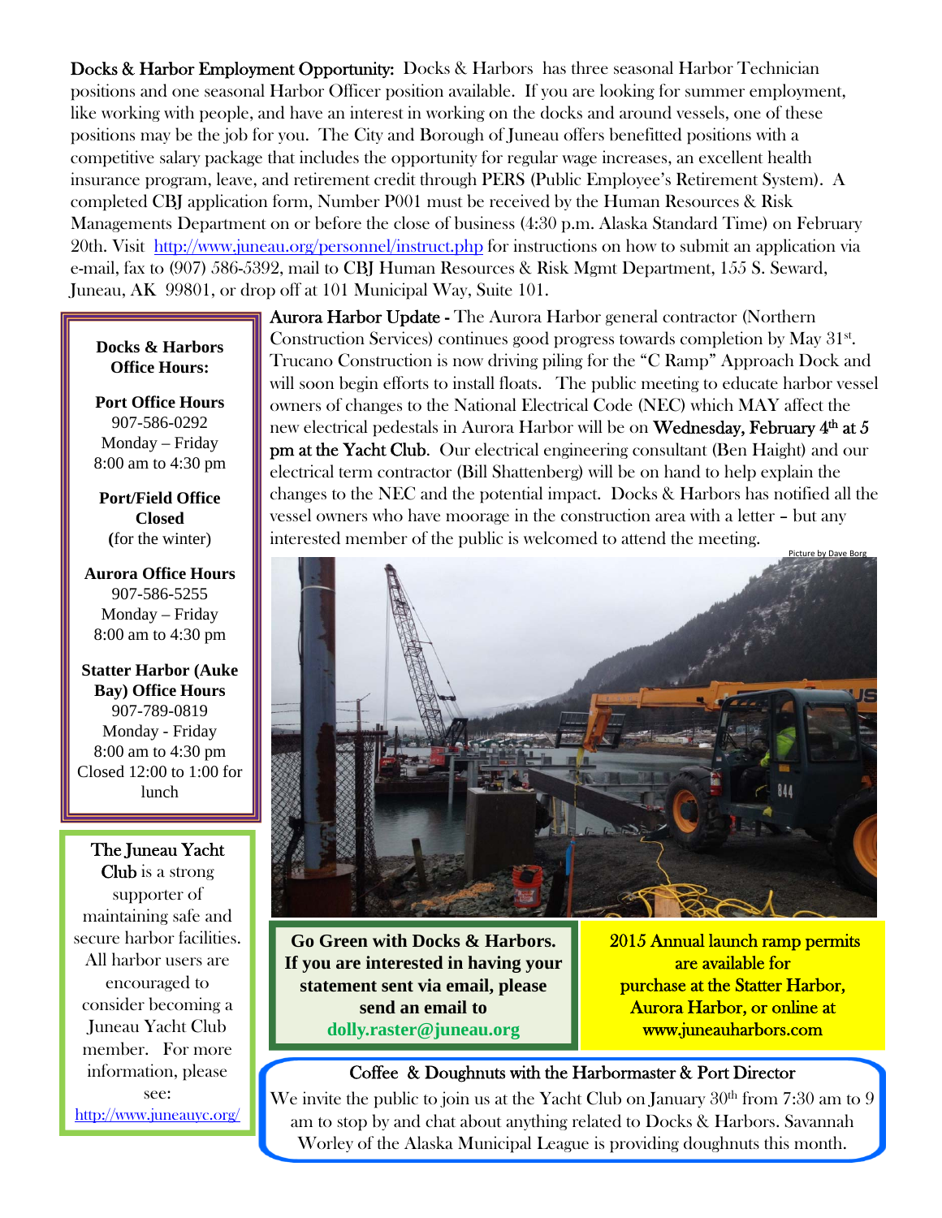**Docks & Harbor Employment Opportunity:** Docks & Harbors has three seasonal Harbor Technician positions and one seasonal Harbor Officer position available. If you are looking for summer employment, like working with people, and have an interest in working on the docks and around vessels, one of these positions may be the job for you. The City and Borough of Juneau offers benefitted positions with a competitive salary package that includes the opportunity for regular wage increases, an excellent health insurance program, leave, and retirement credit through PERS (Public Employee's Retirement System). A completed CBJ application form, Number P001 must be received by the Human Resources & Risk Managements Department on or before the close of business (4:30 p.m. Alaska Standard Time) on February 20th. Visit http://www.juneau.org/personnel/instruct.php for instructions on how to submit an application via e-mail, fax to (907) 586-5392, mail to CBJ Human Resources & Risk Mgmt Department, 155 S. Seward, Juneau, AK 99801, or drop off at 101 Municipal Way, Suite 101.

**Aurora Harbor Update -** The Aurora Harbor general contractor (Northern Construction Services) continues good progress towards completion by May 31st. Trucano Construction is now driving piling for the "C Ramp" Approach Dock and will soon begin efforts to install floats. The public meeting to educate harbor vessel owners of changes to the National Electrical Code (NEC) which MAY affect the new electrical pedestals in Aurora Harbor will be on **Wednesday, February 4th at 5 pm at the Yacht Club**. Our electrical engineering consultant (Ben Haight) and our electrical term contractor (Bill Shattenberg) will be on hand to help explain the changes to the NEC and the potential impact. Docks & Harbors has notified all the vessel owners who have moorage in the construction area with a letter – but any interested member of the public is welcomed to attend the meeting.

Picture by Dave Borg

**Docks & Harbors Office Hours:**

**Port Office Hours**
907-586-0292
Monday – Friday
8:00 am to 4:30 pm

**Port/Field Office Closed**
(for the winter)

**Aurora Office Hours**
907-586-5255
Monday – Friday
8:00 am to 4:30 pm

**Statter Harbor (Auke Bay) Office Hours**
907-789-0819
Monday - Friday
8:00 am to 4:30 pm
Closed 12:00 to 1:00 for lunch

**The Juneau Yacht Club** is a strong supporter of maintaining safe and secure harbor facilities. All harbor users are encouraged to consider becoming a Juneau Yacht Club member. For more information, please see: http://www.juneauyc.org/

**Go Green with Docks & Harbors. If you are interested in having your statement sent via email, please send an email to dolly.raster@juneau.org**

2015 Annual launch ramp permits are available for purchase at the Statter Harbor, Aurora Harbor, or online at www.juneauharbors.com

**Coffee & Doughnuts with the Harbormaster & Port Director**

We invite the public to join us at the Yacht Club on January 30th from 7:30 am to 9 am to stop by and chat about anything related to Docks & Harbors. Savannah Worley of the Alaska Municipal League is providing doughnuts this month.